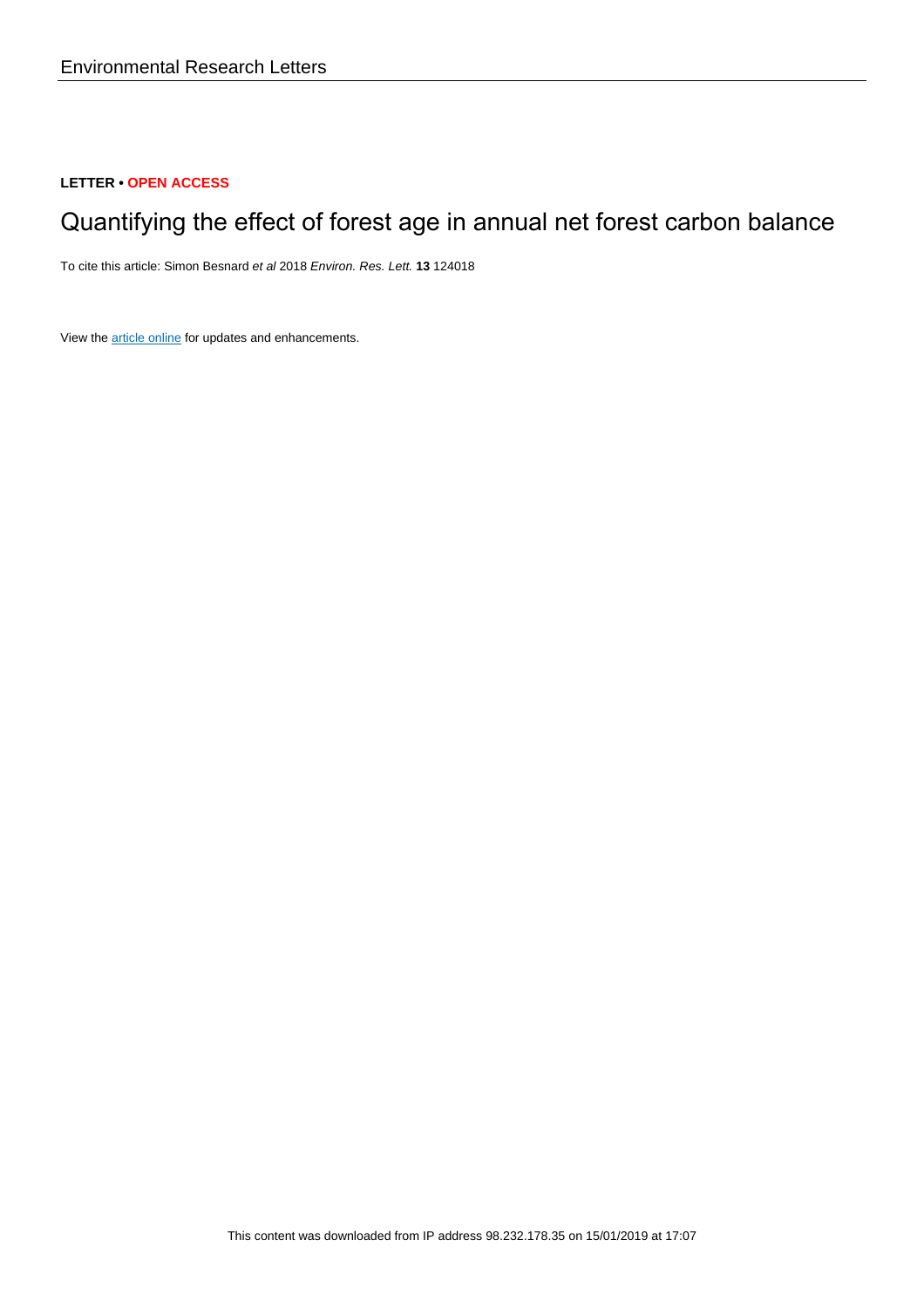Environmental Research Letters

**LETTER • OPEN ACCESS**

# Quantifying the effect of forest age in annual net forest carbon balance

To cite this article: Simon Besnard *et al* 2018 *Environ. Res. Lett.* **13** 124018

View the article online for updates and enhancements.

This content was downloaded from IP address 98.232.178.35 on 15/01/2019 at 17:07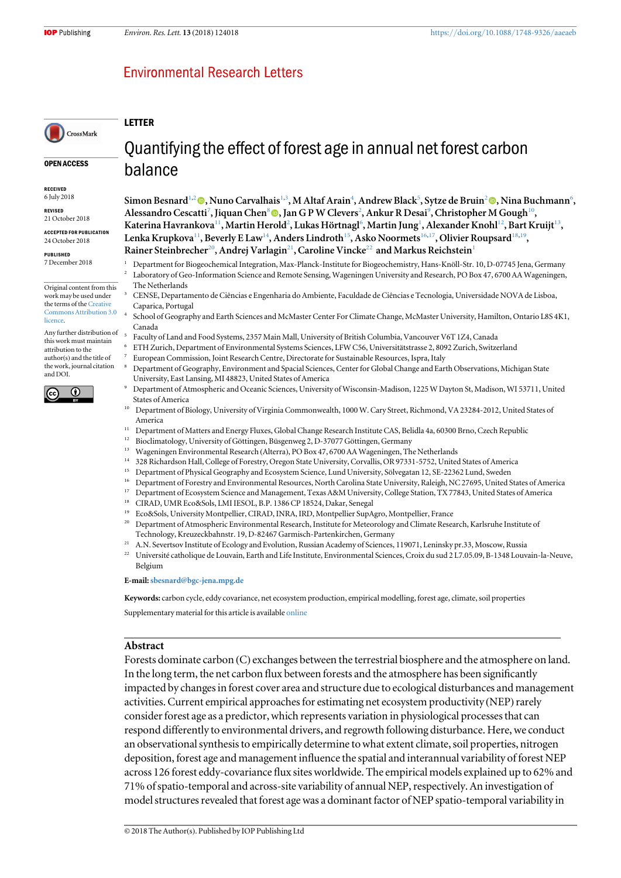## LETTER

# Quantifying the effect of forest age in annual net forest carbon balance

**Simon Besnard**[1,2], **Nuno Carvalhais**[1,3], **M Altaf Arain**[4], **Andrew Black**[5], **Sytze de Bruin**[2], **Nina Buchmann**[6], **Alessandro Cescatti**[7], **Jiquan Chen**[8], **Jan G P W Clevers**[2], **Ankur R Desai**[9], **Christopher M Gough**[10], **Katerina Havrankova**[11], **Martin Herold**[2], **Lukas Hörtnagl**[6], **Martin Jung**[1], **Alexander Knohl**[12], **Bart Kruijt**[13], **Lenka Krupkova**[11], **Beverly E Law**[14], **Anders Lindroth**[15], **Asko Noormets**[16,17], **Olivier Roupsard**[18,19], **Rainer Steinbrecher**[20], **Andrej Varlagin**[21], **Caroline Vincke**[22] and **Markus Reichstein**[1]

[1] Department for Biogeochemical Integration, Max-Planck-Institute for Biogeochemistry, Hans-Knöll-Str. 10, D-07745 Jena, Germany
[2] Laboratory of Geo-Information Science and Remote Sensing, Wageningen University and Research, PO Box 47, 6700 AA Wageningen, The Netherlands
[3] CENSE, Departamento de Ciências e Engenharia do Ambiente, Faculdade de Ciências e Tecnologia, Universidade NOVA de Lisboa, Caparica, Portugal
[4] School of Geography and Earth Sciences and McMaster Center For Climate Change, McMaster University, Hamilton, Ontario L8S 4K1, Canada
[5] Faculty of Land and Food Systems, 2357 Main Mall, University of British Columbia, Vancouver V6T 1Z4, Canada
[6] ETH Zurich, Department of Environmental Systems Sciences, LFW C56, Universitätstrasse 2, 8092 Zurich, Switzerland
[7] European Commission, Joint Research Centre, Directorate for Sustainable Resources, Ispra, Italy
[8] Department of Geography, Environment and Spacial Sciences, Center for Global Change and Earth Observations, Michigan State University, East Lansing, MI 48823, United States of America
[9] Department of Atmospheric and Oceanic Sciences, University of Wisconsin-Madison, 1225 W Dayton St, Madison, WI 53711, United States of America
[10] Department of Biology, University of Virginia Commonwealth, 1000 W. Cary Street, Richmond, VA 23284-2012, United States of America
[11] Department of Matters and Energy Fluxes, Global Change Research Institute CAS, Belidla 4a, 60300 Brno, Czech Republic
[12] Bioclimatology, University of Göttingen, Büsgenweg 2, D-37077 Göttingen, Germany
[13] Wageningen Environmental Research (Alterra), PO Box 47, 6700 AA Wageningen, The Netherlands
[14] 328 Richardson Hall, College of Forestry, Oregon State University, Corvallis, OR 97331-5752, United States of America
[15] Department of Physical Geography and Ecosystem Science, Lund University, Sölvegatan 12, SE-22362 Lund, Sweden
[16] Department of Forestry and Environmental Resources, North Carolina State University, Raleigh, NC 27695, United States of America
[17] Department of Ecosystem Science and Management, Texas A&M University, College Station, TX 77843, United States of America
[18] CIRAD, UMR Eco&Sols, LMI IESOL, B.P. 1386 CP 18524, Dakar, Senegal
[19] Eco&Sols, University Montpellier, CIRAD, INRA, IRD, Montpellier SupAgro, Montpellier, France
[20] Department of Atmospheric Environmental Research, Institute for Meteorology and Climate Research, Karlsruhe Institute of Technology, Kreuzeckbahnstr. 19, D-82467 Garmisch-Partenkirchen, Germany
[21] A.N. Severtsov Institute of Ecology and Evolution, Russian Academy of Sciences, 119071, Leninsky pr.33, Moscow, Russia
[22] Université catholique de Louvain, Earth and Life Institute, Environmental Sciences, Croix du sud 2 L7.05.09, B-1348 Louvain-la-Neuve, Belgium

**E-mail:** sbesnard@bgc-jena.mpg.de

**Keywords:** carbon cycle, eddy covariance, net ecosystem production, empirical modelling, forest age, climate, soil properties

Supplementary material for this article is available online

**OPEN ACCESS**

**RECEIVED**
6 July 2018

**REVISED**
21 October 2018

**ACCEPTED FOR PUBLICATION**
24 October 2018

**PUBLISHED**
7 December 2018

Original content from this work may be used under the terms of the Creative Commons Attribution 3.0 licence.

Any further distribution of this work must maintain attribution to the author(s) and the title of the work, journal citation and DOI.

## Abstract

Forests dominate carbon (C) exchanges between the terrestrial biosphere and the atmosphere on land. In the long term, the net carbon flux between forests and the atmosphere has been significantly impacted by changes in forest cover area and structure due to ecological disturbances and management activities. Current empirical approaches for estimating net ecosystem productivity (NEP) rarely consider forest age as a predictor, which represents variation in physiological processes that can respond differently to environmental drivers, and regrowth following disturbance. Here, we conduct an observational synthesis to empirically determine to what extent climate, soil properties, nitrogen deposition, forest age and management influence the spatial and interannual variability of forest NEP across 126 forest eddy-covariance flux sites worldwide. The empirical models explained up to 62% and 71% of spatio-temporal and across-site variability of annual NEP, respectively. An investigation of model structures revealed that forest age was a dominant factor of NEP spatio-temporal variability in

© 2018 The Author(s). Published by IOP Publishing Ltd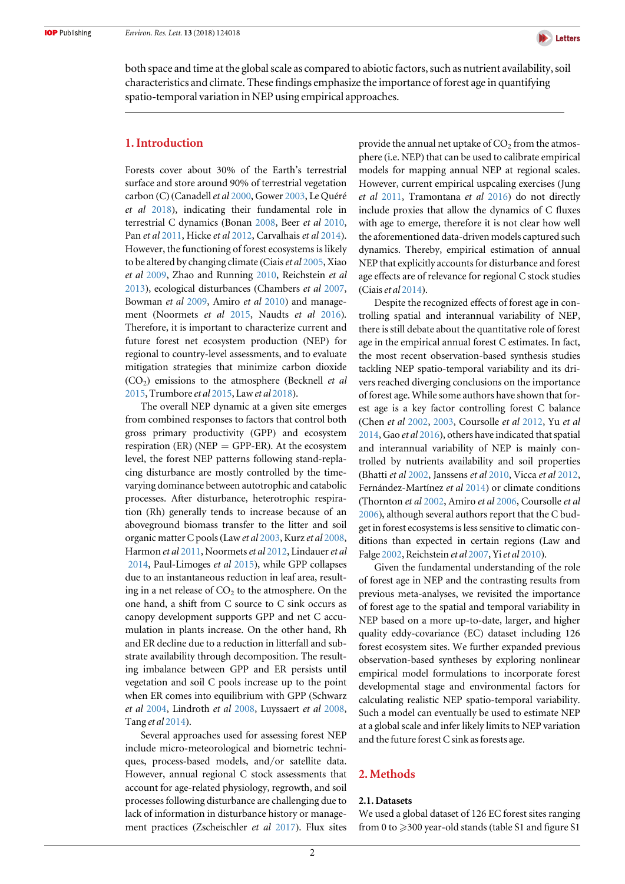both space and time at the global scale as compared to abiotic factors, such as nutrient availability, soil characteristics and climate. These findings emphasize the importance of forest age in quantifying spatio-temporal variation in NEP using empirical approaches.

## 1. Introduction

Forests cover about 30% of the Earth's terrestrial surface and store around 90% of terrestrial vegetation carbon (C) (Canadell *et al* 2000, Gower 2003, Le Quéré *et al* 2018), indicating their fundamental role in terrestrial C dynamics (Bonan 2008, Beer *et al* 2010, Pan *et al* 2011, Hicke *et al* 2012, Carvalhais *et al* 2014). However, the functioning of forest ecosystems is likely to be altered by changing climate (Ciais *et al* 2005, Xiao *et al* 2009, Zhao and Running 2010, Reichstein *et al* 2013), ecological disturbances (Chambers *et al* 2007, Bowman *et al* 2009, Amiro *et al* 2010) and management (Noormets *et al* 2015, Naudts *et al* 2016). Therefore, it is important to characterize current and future forest net ecosystem production (NEP) for regional to country-level assessments, and to evaluate mitigation strategies that minimize carbon dioxide ($CO_2$) emissions to the atmosphere (Becknell *et al* 2015, Trumbore *et al* 2015, Law *et al* 2018).

The overall NEP dynamic at a given site emerges from combined responses to factors that control both gross primary productivity (GPP) and ecosystem respiration (ER) (NEP = GPP-ER). At the ecosystem level, the forest NEP patterns following stand-replacing disturbance are mostly controlled by the time-varying dominance between autotrophic and catabolic processes. After disturbance, heterotrophic respiration (Rh) generally tends to increase because of an aboveground biomass transfer to the litter and soil organic matter C pools (Law *et al* 2003, Kurz *et al* 2008, Harmon *et al* 2011, Noormets *et al* 2012, Lindauer *et al* 2014, Paul-Limoges *et al* 2015), while GPP collapses due to an instantaneous reduction in leaf area, resulting in a net release of $CO_2$ to the atmosphere. On the one hand, a shift from C source to C sink occurs as canopy development supports GPP and net C accumulation in plants increase. On the other hand, Rh and ER decline due to a reduction in litterfall and substrate availability through decomposition. The resulting imbalance between GPP and ER persists until vegetation and soil C pools increase up to the point when ER comes into equilibrium with GPP (Schwarz *et al* 2004, Lindroth *et al* 2008, Luyssaert *et al* 2008, Tang *et al* 2014).

Several approaches used for assessing forest NEP include micro-meteorological and biometric techniques, process-based models, and/or satellite data. However, annual regional C stock assessments that account for age-related physiology, regrowth, and soil processes following disturbance are challenging due to lack of information in disturbance history or management practices (Zscheischler *et al* 2017). Flux sites provide the annual net uptake of $CO_2$ from the atmosphere (i.e. NEP) that can be used to calibrate empirical models for mapping annual NEP at regional scales. However, current empirical uspcaling exercises (Jung *et al* 2011, Tramontana *et al* 2016) do not directly include proxies that allow the dynamics of C fluxes with age to emerge, therefore it is not clear how well the aforementioned data-driven models captured such dynamics. Thereby, empirical estimation of annual NEP that explicitly accounts for disturbance and forest age effects are of relevance for regional C stock studies (Ciais *et al* 2014).

Despite the recognized effects of forest age in controlling spatial and interannual variability of NEP, there is still debate about the quantitative role of forest age in the empirical annual forest C estimates. In fact, the most recent observation-based synthesis studies tackling NEP spatio-temporal variability and its drivers reached diverging conclusions on the importance of forest age. While some authors have shown that forest age is a key factor controlling forest C balance (Chen *et al* 2002, 2003, Coursolle *et al* 2012, Yu *et al* 2014, Gao *et al* 2016), others have indicated that spatial and interannual variability of NEP is mainly controlled by nutrients availability and soil properties (Bhatti *et al* 2002, Janssens *et al* 2010, Vicca *et al* 2012, Fernández-Martínez *et al* 2014) or climate conditions (Thornton *et al* 2002, Amiro *et al* 2006, Coursolle *et al* 2006), although several authors report that the C budget in forest ecosystems is less sensitive to climatic conditions than expected in certain regions (Law and Falge 2002, Reichstein *et al* 2007, Yi *et al* 2010).

Given the fundamental understanding of the role of forest age in NEP and the contrasting results from previous meta-analyses, we revisited the importance of forest age to the spatial and temporal variability in NEP based on a more up-to-date, larger, and higher quality eddy-covariance (EC) dataset including 126 forest ecosystem sites. We further expanded previous observation-based syntheses by exploring nonlinear empirical model formulations to incorporate forest developmental stage and environmental factors for calculating realistic NEP spatio-temporal variability. Such a model can eventually be used to estimate NEP at a global scale and infer likely limits to NEP variation and the future forest C sink as forests age.

## 2. Methods

### 2.1. Datasets

We used a global dataset of 126 EC forest sites ranging from 0 to ⩾300 year-old stands (table S1 and figure S1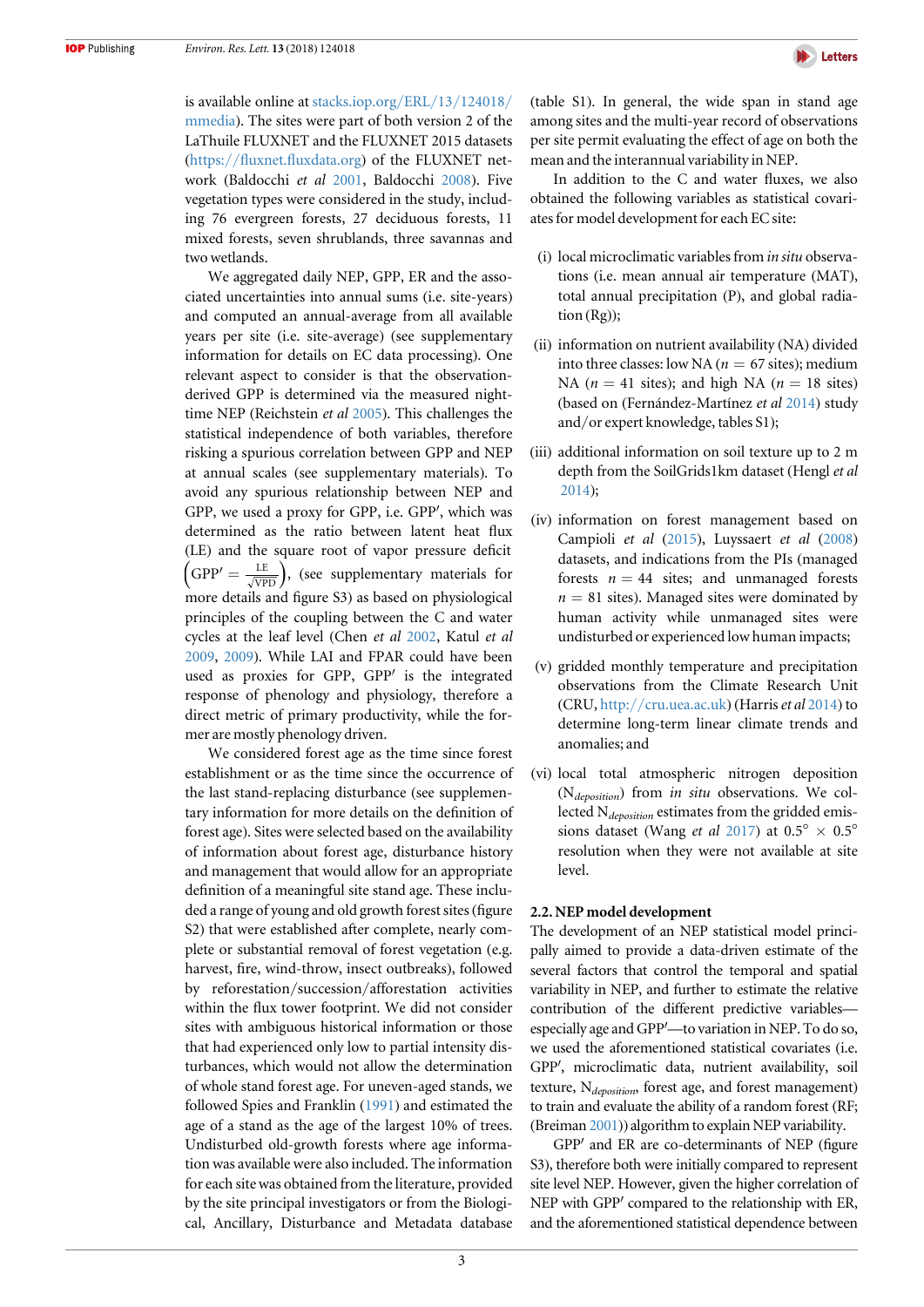is available online at stacks.iop.org/ERL/13/124018/mmedia). The sites were part of both version 2 of the LaThuile FLUXNET and the FLUXNET 2015 datasets (https://fluxnet.fluxdata.org) of the FLUXNET network (Baldocchi *et al* 2001, Baldocchi 2008). Five vegetation types were considered in the study, including 76 evergreen forests, 27 deciduous forests, 11 mixed forests, seven shrublands, three savannas and two wetlands.

We aggregated daily NEP, GPP, ER and the associated uncertainties into annual sums (i.e. site-years) and computed an annual-average from all available years per site (i.e. site-average) (see supplementary information for details on EC data processing). One relevant aspect to consider is that the observation-derived GPP is determined via the measured night-time NEP (Reichstein *et al* 2005). This challenges the statistical independence of both variables, therefore risking a spurious correlation between GPP and NEP at annual scales (see supplementary materials). To avoid any spurious relationship between NEP and GPP, we used a proxy for GPP, i.e. GPP′, which was determined as the ratio between latent heat flux (LE) and the square root of vapor pressure deficit $\left(\mathrm{GPP}' = \frac{\mathrm{LE}}{\sqrt{\mathrm{VPD}}}\right)$, (see supplementary materials for more details and figure S3) as based on physiological principles of the coupling between the C and water cycles at the leaf level (Chen *et al* 2002, Katul *et al* 2009, 2009). While LAI and FPAR could have been used as proxies for GPP, GPP′ is the integrated response of phenology and physiology, therefore a direct metric of primary productivity, while the former are mostly phenology driven.

We considered forest age as the time since forest establishment or as the time since the occurrence of the last stand-replacing disturbance (see supplementary information for more details on the definition of forest age). Sites were selected based on the availability of information about forest age, disturbance history and management that would allow for an appropriate definition of a meaningful site stand age. These included a range of young and old growth forest sites (figure S2) that were established after complete, nearly complete or substantial removal of forest vegetation (e.g. harvest, fire, wind-throw, insect outbreaks), followed by reforestation/succession/afforestation activities within the flux tower footprint. We did not consider sites with ambiguous historical information or those that had experienced only low to partial intensity disturbances, which would not allow the determination of whole stand forest age. For uneven-aged stands, we followed Spies and Franklin (1991) and estimated the age of a stand as the age of the largest 10% of trees. Undisturbed old-growth forests where age information was available were also included. The information for each site was obtained from the literature, provided by the site principal investigators or from the Biological, Ancillary, Disturbance and Metadata database (table S1). In general, the wide span in stand age among sites and the multi-year record of observations per site permit evaluating the effect of age on both the mean and the interannual variability in NEP.

In addition to the C and water fluxes, we also obtained the following variables as statistical covariates for model development for each EC site:

(i) local microclimatic variables from *in situ* observations (i.e. mean annual air temperature (MAT), total annual precipitation (P), and global radiation (Rg));

(ii) information on nutrient availability (NA) divided into three classes: low NA ($n = 67$ sites); medium NA ($n = 41$ sites); and high NA ($n = 18$ sites) (based on (Fernández-Martínez *et al* 2014) study and/or expert knowledge, tables S1);

(iii) additional information on soil texture up to 2 m depth from the SoilGrids1km dataset (Hengl *et al* 2014);

(iv) information on forest management based on Campioli *et al* (2015), Luyssaert *et al* (2008) datasets, and indications from the PIs (managed forests $n = 44$ sites; and unmanaged forests $n = 81$ sites). Managed sites were dominated by human activity while unmanaged sites were undisturbed or experienced low human impacts;

(v) gridded monthly temperature and precipitation observations from the Climate Research Unit (CRU, http://cru.uea.ac.uk) (Harris *et al* 2014) to determine long-term linear climate trends and anomalies; and

(vi) local total atmospheric nitrogen deposition ($N_{deposition}$) from *in situ* observations. We collected $N_{deposition}$ estimates from the gridded emissions dataset (Wang *et al* 2017) at $0.5° \times 0.5°$ resolution when they were not available at site level.

### 2.2. NEP model development

The development of an NEP statistical model principally aimed to provide a data-driven estimate of the several factors that control the temporal and spatial variability in NEP, and further to estimate the relative contribution of the different predictive variables—especially age and GPP′—to variation in NEP. To do so, we used the aforementioned statistical covariates (i.e. GPP′, microclimatic data, nutrient availability, soil texture, $N_{deposition}$, forest age, and forest management) to train and evaluate the ability of a random forest (RF; (Breiman 2001)) algorithm to explain NEP variability.

GPP′ and ER are co-determinants of NEP (figure S3), therefore both were initially compared to represent site level NEP. However, given the higher correlation of NEP with GPP′ compared to the relationship with ER, and the aforementioned statistical dependence between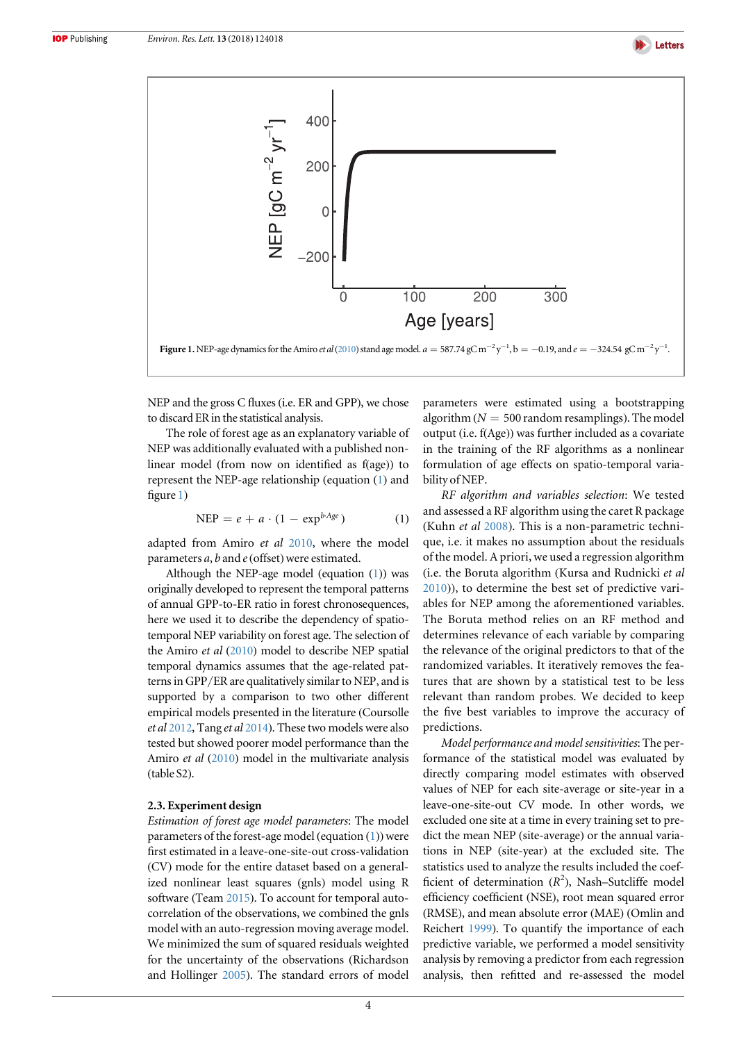Figure 1. NEP-age dynamics for the Amiro *et al* (2010) stand age model. $a = 587.74$ gC m$^{-2}$ y$^{-1}$, $b = -0.19$, and $e = -324.54$ gC m$^{-2}$ y$^{-1}$.

NEP and the gross C fluxes (i.e. ER and GPP), we chose to discard ER in the statistical analysis.

The role of forest age as an explanatory variable of NEP was additionally evaluated with a published non-linear model (from now on identified as f(age)) to represent the NEP-age relationship (equation (1) and figure 1)

$$\text{NEP} = e + a \cdot (1 - \exp^{b \cdot Age}) \quad (1)$$

adapted from Amiro *et al* 2010, where the model parameters $a$, $b$ and $e$ (offset) were estimated.

Although the NEP-age model (equation (1)) was originally developed to represent the temporal patterns of annual GPP-to-ER ratio in forest chronosequences, here we used it to describe the dependency of spatio-temporal NEP variability on forest age. The selection of the Amiro *et al* (2010) model to describe NEP spatial temporal dynamics assumes that the age-related patterns in GPP/ER are qualitatively similar to NEP, and is supported by a comparison to two other different empirical models presented in the literature (Coursolle *et al* 2012, Tang *et al* 2014). These two models were also tested but showed poorer model performance than the Amiro *et al* (2010) model in the multivariate analysis (table S2).

### 2.3. Experiment design

*Estimation of forest age model parameters*: The model parameters of the forest-age model (equation (1)) were first estimated in a leave-one-site-out cross-validation (CV) mode for the entire dataset based on a generalized nonlinear least squares (gnls) model using R software (Team 2015). To account for temporal auto-correlation of the observations, we combined the gnls model with an auto-regression moving average model. We minimized the sum of squared residuals weighted for the uncertainty of the observations (Richardson and Hollinger 2005). The standard errors of model parameters were estimated using a bootstrapping algorithm ($N = 500$ random resamplings). The model output (i.e. f(Age)) was further included as a covariate in the training of the RF algorithms as a nonlinear formulation of age effects on spatio-temporal variability of NEP.

*RF algorithm and variables selection*: We tested and assessed a RF algorithm using the caret R package (Kuhn *et al* 2008). This is a non-parametric technique, i.e. it makes no assumption about the residuals of the model. A priori, we used a regression algorithm (i.e. the Boruta algorithm (Kursa and Rudnicki *et al* 2010)), to determine the best set of predictive variables for NEP among the aforementioned variables. The Boruta method relies on an RF method and determines relevance of each variable by comparing the relevance of the original predictors to that of the randomized variables. It iteratively removes the features that are shown by a statistical test to be less relevant than random probes. We decided to keep the five best variables to improve the accuracy of predictions.

*Model performance and model sensitivities*: The performance of the statistical model was evaluated by directly comparing model estimates with observed values of NEP for each site-average or site-year in a leave-one-site-out CV mode. In other words, we excluded one site at a time in every training set to predict the mean NEP (site-average) or the annual variations in NEP (site-year) at the excluded site. The statistics used to analyze the results included the coefficient of determination ($R^2$), Nash–Sutcliffe model efficiency coefficient (NSE), root mean squared error (RMSE), and mean absolute error (MAE) (Omlin and Reichert 1999). To quantify the importance of each predictive variable, we performed a model sensitivity analysis by removing a predictor from each regression analysis, then refitted and re-assessed the model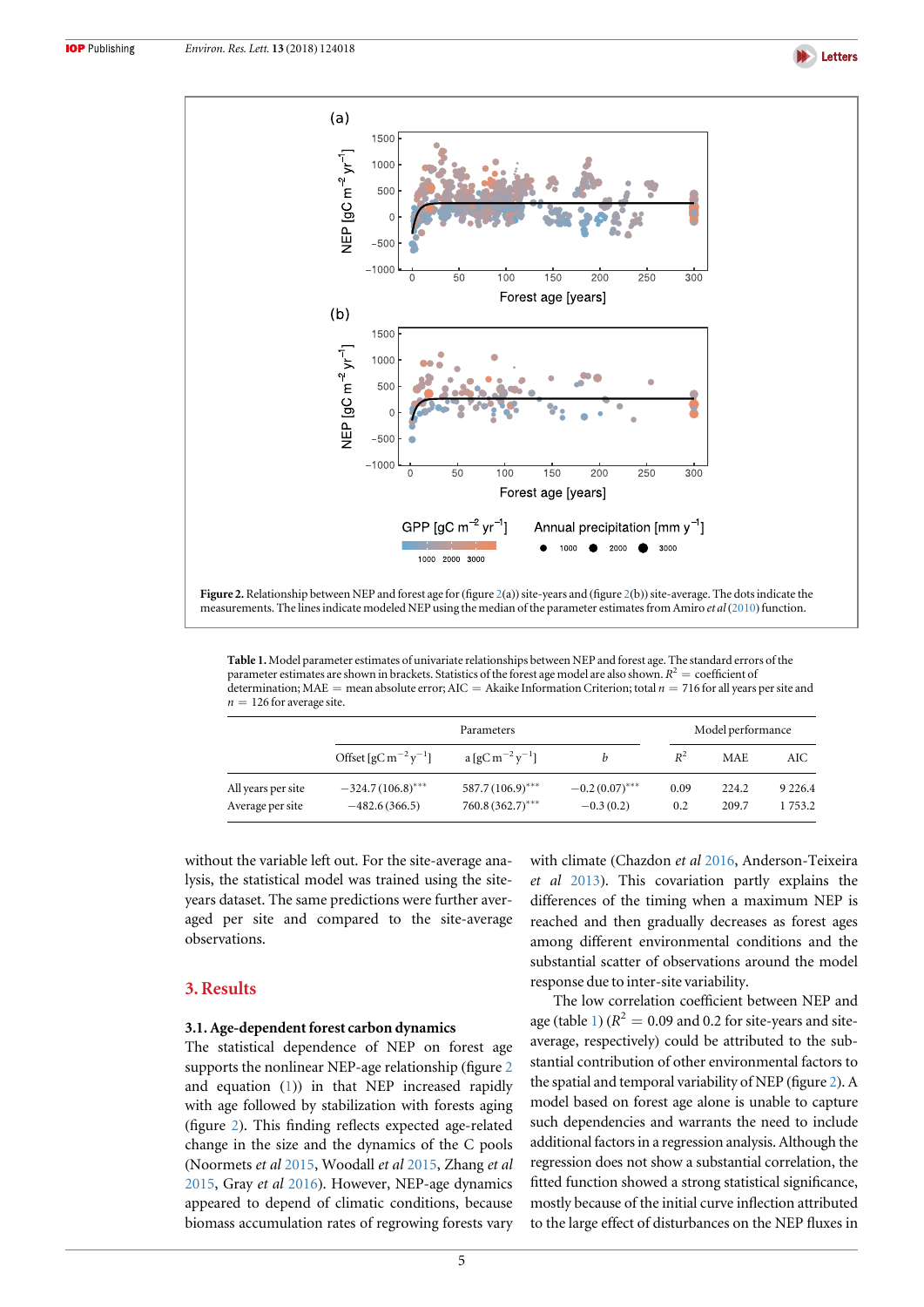Figure 2. Relationship between NEP and forest age for (figure 2(a)) site-years and (figure 2(b)) site-average. The dots indicate the measurements. The lines indicate modeled NEP using the median of the parameter estimates from Amiro *et al* (2010) function.

Table 1. Model parameter estimates of univariate relationships between NEP and forest age. The standard errors of the parameter estimates are shown in brackets. Statistics of the forest age model are also shown. $R^2$ = coefficient of determination; MAE = mean absolute error; AIC = Akaike Information Criterion; total $n$ = 716 for all years per site and $n$ = 126 for average site.

| | Parameters | | | Model performance | | |
|---|---|---|---|---|---|---|
| | Offset [$gC\,m^{-2}\,y^{-1}$] | a [$gC\,m^{-2}\,y^{-1}$] | b | $R^2$ | MAE | AIC |
| All years per site | −324.7 (106.8)*** | 587.7 (106.9)*** | −0.2 (0.07)*** | 0.09 | 224.2 | 9 226.4 |
| Average per site | −482.6 (366.5) | 760.8 (362.7)*** | −0.3 (0.2) | 0.2 | 209.7 | 1 753.2 |

without the variable left out. For the site-average analysis, the statistical model was trained using the site-years dataset. The same predictions were further averaged per site and compared to the site-average observations.

## 3. Results

### 3.1. Age-dependent forest carbon dynamics

The statistical dependence of NEP on forest age supports the nonlinear NEP-age relationship (figure 2 and equation (1)) in that NEP increased rapidly with age followed by stabilization with forests aging (figure 2). This finding reflects expected age-related change in the size and the dynamics of the C pools (Noormets *et al* 2015, Woodall *et al* 2015, Zhang *et al* 2015, Gray *et al* 2016). However, NEP-age dynamics appeared to depend of climatic conditions, because biomass accumulation rates of regrowing forests vary with climate (Chazdon *et al* 2016, Anderson-Teixeira *et al* 2013). This covariation partly explains the differences of the timing when a maximum NEP is reached and then gradually decreases as forest ages among different environmental conditions and the substantial scatter of observations around the model response due to inter-site variability.

The low correlation coefficient between NEP and age (table 1) ($R^2$ = 0.09 and 0.2 for site-years and site-average, respectively) could be attributed to the substantial contribution of other environmental factors to the spatial and temporal variability of NEP (figure 2). A model based on forest age alone is unable to capture such dependencies and warrants the need to include additional factors in a regression analysis. Although the regression does not show a substantial correlation, the fitted function showed a strong statistical significance, mostly because of the initial curve inflection attributed to the large effect of disturbances on the NEP fluxes in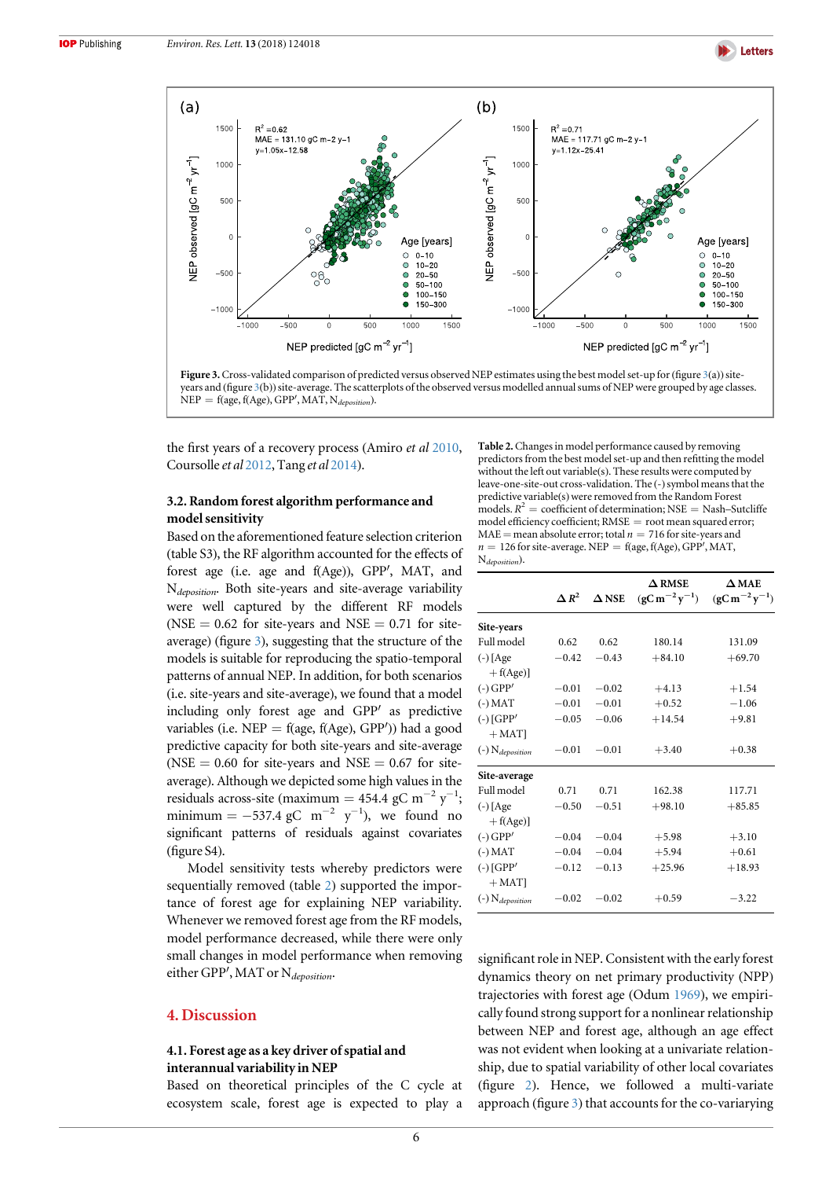Figure 3. Cross-validated comparison of predicted versus observed NEP estimates using the best model set-up for (figure 3(a)) site-years and (figure 3(b)) site-average. The scatterplots of the observed versus modelled annual sums of NEP were grouped by age classes. NEP = f(age, f(Age), GPP′, MAT, $N_{deposition}$).

the first years of a recovery process (Amiro *et al* 2010, Coursolle *et al* 2012, Tang *et al* 2014).

### 3.2. Random forest algorithm performance and model sensitivity

Based on the aforementioned feature selection criterion (table S3), the RF algorithm accounted for the effects of forest age (i.e. age and f(Age)), GPP′, MAT, and $N_{deposition}$. Both site-years and site-average variability were well captured by the different RF models (NSE = 0.62 for site-years and NSE = 0.71 for site-average) (figure 3), suggesting that the structure of the models is suitable for reproducing the spatio-temporal patterns of annual NEP. In addition, for both scenarios (i.e. site-years and site-average), we found that a model including only forest age and GPP′ as predictive variables (i.e. NEP = f(age, f(Age), GPP′)) had a good predictive capacity for both site-years and site-average (NSE = 0.60 for site-years and NSE = 0.67 for site-average). Although we depicted some high values in the residuals across-site (maximum = 454.4 gC $m^{-2}$ $y^{-1}$; minimum = −537.4 gC $m^{-2}$ $y^{-1}$), we found no significant patterns of residuals against covariates (figure S4).

Model sensitivity tests whereby predictors were sequentially removed (table 2) supported the importance of forest age for explaining NEP variability. Whenever we removed forest age from the RF models, model performance decreased, while there were only small changes in model performance when removing either GPP′, MAT or $N_{deposition}$.

**Table 2.** Changes in model performance caused by removing predictors from the best model set-up and then refitting the model without the left out variable(s). These results were computed by leave-one-site-out cross-validation. The (-) symbol means that the predictive variable(s) were removed from the Random Forest models. $R^2$ = coefficient of determination; NSE = Nash–Sutcliffe model efficiency coefficient; RMSE = root mean squared error; MAE = mean absolute error; total $n$ = 716 for site-years and $n$ = 126 for site-average. NEP = f(age, f(Age), GPP′, MAT, $N_{deposition}$).

| | Δ $R^2$ | Δ NSE | Δ RMSE (gC $m^{-2}$ $y^{-1}$) | Δ MAE (gC $m^{-2}$ $y^{-1}$) |
|---|---|---|---|---|
| **Site-years** | | | | |
| Full model | 0.62 | 0.62 | 180.14 | 131.09 |
| (-) [Age + f(Age)] | −0.42 | −0.43 | +84.10 | +69.70 |
| (-) GPP′ | −0.01 | −0.02 | +4.13 | +1.54 |
| (-) MAT | −0.01 | −0.01 | +0.52 | −1.06 |
| (-) [GPP′ + MAT] | −0.05 | −0.06 | +14.54 | +9.81 |
| (-) $N_{deposition}$ | −0.01 | −0.01 | +3.40 | +0.38 |
| **Site-average** | | | | |
| Full model | 0.71 | 0.71 | 162.38 | 117.71 |
| (-) [Age + f(Age)] | −0.50 | −0.51 | +98.10 | +85.85 |
| (-) GPP′ | −0.04 | −0.04 | +5.98 | +3.10 |
| (-) MAT | −0.04 | −0.04 | +5.94 | +0.61 |
| (-) [GPP′ + MAT] | −0.12 | −0.13 | +25.96 | +18.93 |
| (-) $N_{deposition}$ | −0.02 | −0.02 | +0.59 | −3.22 |

## 4. Discussion

### 4.1. Forest age as a key driver of spatial and interannual variability in NEP

Based on theoretical principles of the C cycle at ecosystem scale, forest age is expected to play a significant role in NEP. Consistent with the early forest dynamics theory on net primary productivity (NPP) trajectories with forest age (Odum 1969), we empirically found strong support for a nonlinear relationship between NEP and forest age, although an age effect was not evident when looking at a univariate relationship, due to spatial variability of other local covariates (figure 2). Hence, we followed a multi-variate approach (figure 3) that accounts for the co-varying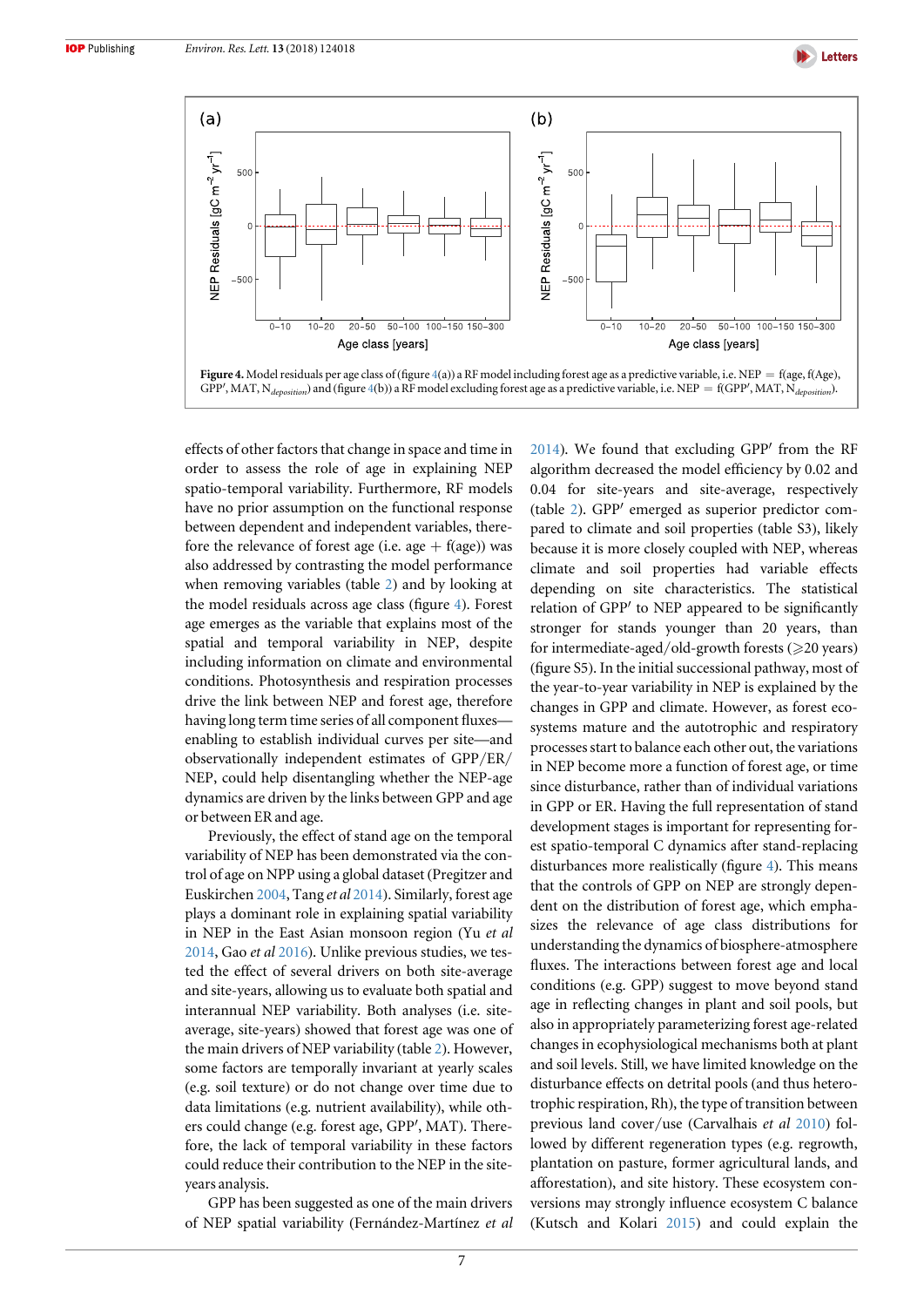**Figure 4.** Model residuals per age class of (figure 4(a)) a RF model including forest age as a predictive variable, i.e. NEP = f(age, f(Age), GPP′, MAT, $N_{deposition}$) and (figure 4(b)) a RF model excluding forest age as a predictive variable, i.e. NEP = f(GPP′, MAT, $N_{deposition}$).

effects of other factors that change in space and time in order to assess the role of age in explaining NEP spatio-temporal variability. Furthermore, RF models have no prior assumption on the functional response between dependent and independent variables, therefore the relevance of forest age (i.e. age + f(age)) was also addressed by contrasting the model performance when removing variables (table 2) and by looking at the model residuals across age class (figure 4). Forest age emerges as the variable that explains most of the spatial and temporal variability in NEP, despite including information on climate and environmental conditions. Photosynthesis and respiration processes drive the link between NEP and forest age, therefore having long term time series of all component fluxes—enabling to establish individual curves per site—and observationally independent estimates of GPP/ER/NEP, could help disentangling whether the NEP-age dynamics are driven by the links between GPP and age or between ER and age.

Previously, the effect of stand age on the temporal variability of NEP has been demonstrated via the control of age on NPP using a global dataset (Pregitzer and Euskirchen 2004, Tang *et al* 2014). Similarly, forest age plays a dominant role in explaining spatial variability in NEP in the East Asian monsoon region (Yu *et al* 2014, Gao *et al* 2016). Unlike previous studies, we tested the effect of several drivers on both site-average and site-years, allowing us to evaluate both spatial and interannual NEP variability. Both analyses (i.e. site-average, site-years) showed that forest age was one of the main drivers of NEP variability (table 2). However, some factors are temporally invariant at yearly scales (e.g. soil texture) or do not change over time due to data limitations (e.g. nutrient availability), while others could change (e.g. forest age, GPP′, MAT). Therefore, the lack of temporal variability in these factors could reduce their contribution to the NEP in the site-years analysis.

GPP has been suggested as one of the main drivers of NEP spatial variability (Fernández-Martínez *et al* 2014). We found that excluding GPP′ from the RF algorithm decreased the model efficiency by 0.02 and 0.04 for site-years and site-average, respectively (table 2). GPP′ emerged as superior predictor compared to climate and soil properties (table S3), likely because it is more closely coupled with NEP, whereas climate and soil properties had variable effects depending on site characteristics. The statistical relation of GPP′ to NEP appeared to be significantly stronger for stands younger than 20 years, than for intermediate-aged/old-growth forests (⩾20 years) (figure S5). In the initial successional pathway, most of the year-to-year variability in NEP is explained by the changes in GPP and climate. However, as forest ecosystems mature and the autotrophic and respiratory processes start to balance each other out, the variations in NEP become more a function of forest age, or time since disturbance, rather than of individual variations in GPP or ER. Having the full representation of stand development stages is important for representing forest spatio-temporal C dynamics after stand-replacing disturbances more realistically (figure 4). This means that the controls of GPP on NEP are strongly dependent on the distribution of forest age, which emphasizes the relevance of age class distributions for understanding the dynamics of biosphere-atmosphere fluxes. The interactions between forest age and local conditions (e.g. GPP) suggest to move beyond stand age in reflecting changes in plant and soil pools, but also in appropriately parameterizing forest age-related changes in ecophysiological mechanisms both at plant and soil levels. Still, we have limited knowledge on the disturbance effects on detrital pools (and thus heterotrophic respiration, Rh), the type of transition between previous land cover/use (Carvalhais *et al* 2010) followed by different regeneration types (e.g. regrowth, plantation on pasture, former agricultural lands, and afforestation), and site history. These ecosystem conversions may strongly influence ecosystem C balance (Kutsch and Kolari 2015) and could explain the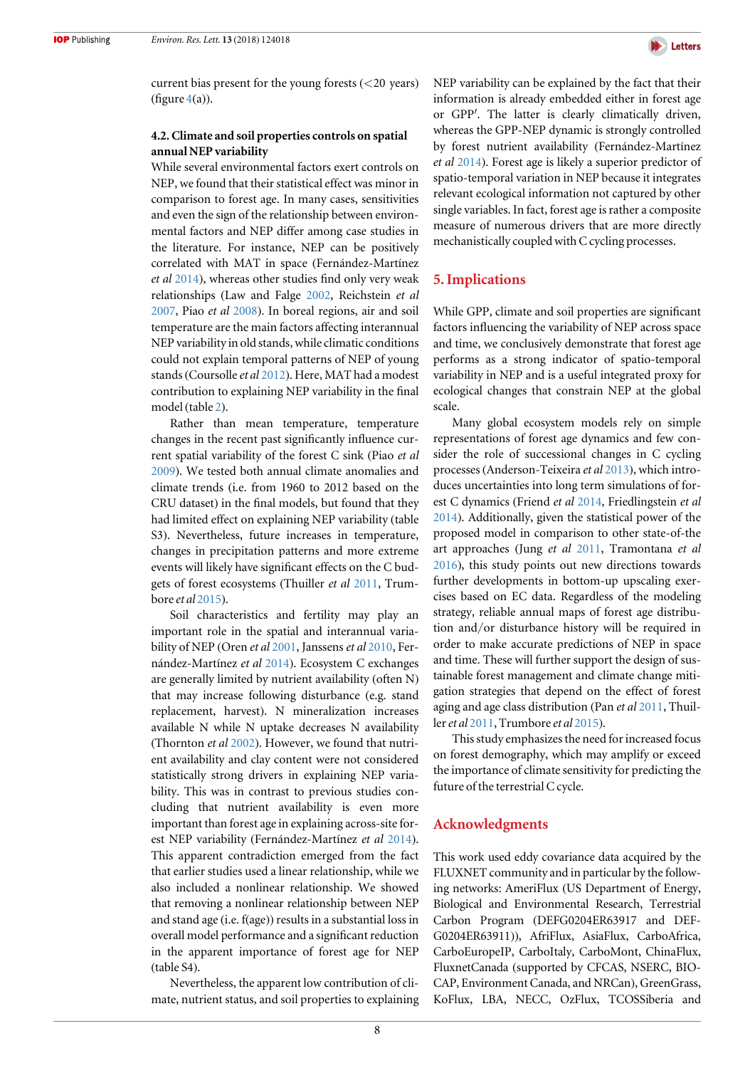current bias present for the young forests (<20 years) (figure 4(a)).

### 4.2. Climate and soil properties controls on spatial annual NEP variability

While several environmental factors exert controls on NEP, we found that their statistical effect was minor in comparison to forest age. In many cases, sensitivities and even the sign of the relationship between environmental factors and NEP differ among case studies in the literature. For instance, NEP can be positively correlated with MAT in space (Fernández-Martínez *et al* 2014), whereas other studies find only very weak relationships (Law and Falge 2002, Reichstein *et al* 2007, Piao *et al* 2008). In boreal regions, air and soil temperature are the main factors affecting interannual NEP variability in old stands, while climatic conditions could not explain temporal patterns of NEP of young stands (Coursolle *et al* 2012). Here, MAT had a modest contribution to explaining NEP variability in the final model (table 2).

Rather than mean temperature, temperature changes in the recent past significantly influence current spatial variability of the forest C sink (Piao *et al* 2009). We tested both annual climate anomalies and climate trends (i.e. from 1960 to 2012 based on the CRU dataset) in the final models, but found that they had limited effect on explaining NEP variability (table S3). Nevertheless, future increases in temperature, changes in precipitation patterns and more extreme events will likely have significant effects on the C budgets of forest ecosystems (Thuiller *et al* 2011, Trumbore *et al* 2015).

Soil characteristics and fertility may play an important role in the spatial and interannual variability of NEP (Oren *et al* 2001, Janssens *et al* 2010, Fernández-Martínez *et al* 2014). Ecosystem C exchanges are generally limited by nutrient availability (often N) that may increase following disturbance (e.g. stand replacement, harvest). N mineralization increases available N while N uptake decreases N availability (Thornton *et al* 2002). However, we found that nutrient availability and clay content were not considered statistically strong drivers in explaining NEP variability. This was in contrast to previous studies concluding that nutrient availability is even more important than forest age in explaining across-site forest NEP variability (Fernández-Martínez *et al* 2014). This apparent contradiction emerged from the fact that earlier studies used a linear relationship, while we also included a nonlinear relationship. We showed that removing a nonlinear relationship between NEP and stand age (i.e. f(age)) results in a substantial loss in overall model performance and a significant reduction in the apparent importance of forest age for NEP (table S4).

Nevertheless, the apparent low contribution of climate, nutrient status, and soil properties to explaining NEP variability can be explained by the fact that their information is already embedded either in forest age or GPP′. The latter is clearly climatically driven, whereas the GPP-NEP dynamic is strongly controlled by forest nutrient availability (Fernández-Martínez *et al* 2014). Forest age is likely a superior predictor of spatio-temporal variation in NEP because it integrates relevant ecological information not captured by other single variables. In fact, forest age is rather a composite measure of numerous drivers that are more directly mechanistically coupled with C cycling processes.

## 5. Implications

While GPP, climate and soil properties are significant factors influencing the variability of NEP across space and time, we conclusively demonstrate that forest age performs as a strong indicator of spatio-temporal variability in NEP and is a useful integrated proxy for ecological changes that constrain NEP at the global scale.

Many global ecosystem models rely on simple representations of forest age dynamics and few consider the role of successional changes in C cycling processes (Anderson-Teixeira *et al* 2013), which introduces uncertainties into long term simulations of forest C dynamics (Friend *et al* 2014, Friedlingstein *et al* 2014). Additionally, given the statistical power of the proposed model in comparison to other state-of-the art approaches (Jung *et al* 2011, Tramontana *et al* 2016), this study points out new directions towards further developments in bottom-up upscaling exercises based on EC data. Regardless of the modeling strategy, reliable annual maps of forest age distribution and/or disturbance history will be required in order to make accurate predictions of NEP in space and time. These will further support the design of sustainable forest management and climate change mitigation strategies that depend on the effect of forest aging and age class distribution (Pan *et al* 2011, Thuiller *et al* 2011, Trumbore *et al* 2015).

This study emphasizes the need for increased focus on forest demography, which may amplify or exceed the importance of climate sensitivity for predicting the future of the terrestrial C cycle.

## Acknowledgments

This work used eddy covariance data acquired by the FLUXNET community and in particular by the following networks: AmeriFlux (US Department of Energy, Biological and Environmental Research, Terrestrial Carbon Program (DEFG0204ER63917 and DEF-G0204ER63911)), AfriFlux, AsiaFlux, CarboAfrica, CarboEuropeIP, CarboItaly, CarboMont, ChinaFlux, FluxnetCanada (supported by CFCAS, NSERC, BIOCAP, Environment Canada, and NRCan), GreenGrass, KoFlux, LBA, NECC, OzFlux, TCOSSiberia and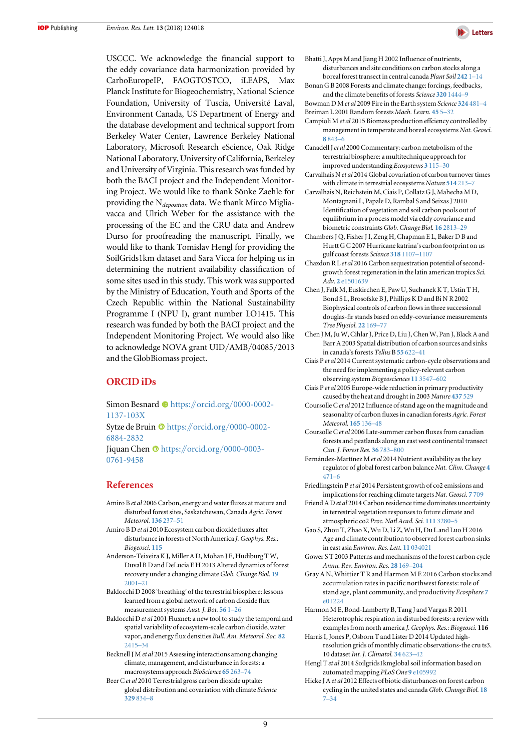USCCC. We acknowledge the financial support to the eddy covariance data harmonization provided by CarboEuropeIP, FAOGTOSTCO, iLEAPS, Max Planck Institute for Biogeochemistry, National Science Foundation, University of Tuscia, Université Laval, Environment Canada, US Department of Energy and the database development and technical support from Berkeley Water Center, Lawrence Berkeley National Laboratory, Microsoft Research eScience, Oak Ridge National Laboratory, University of California, Berkeley and University of Virginia. This research was funded by both the BACI project and the Independent Monitoring Project. We would like to thank Sönke Zaehle for providing the $N_{deposition}$ data. We thank Mirco Migliavacca and Ulrich Weber for the assistance with the processing of the EC and the CRU data and Andrew Durso for proofreading the manuscript. Finally, we would like to thank Tomislav Hengl for providing the SoilGrids1km dataset and Sara Vicca for helping us in determining the nutrient availability classification of some sites used in this study. This work was supported by the Ministry of Education, Youth and Sports of the Czech Republic within the National Sustainability Programme I (NPU I), grant number LO1415. This research was funded by both the BACI project and the Independent Monitoring Project. We would also like to acknowledge NOVA grant UID/AMB/04085/2013 and the GlobBiomass project.

## ORCID iDs

Simon Besnard https://orcid.org/0000-0002-1137-103X
Sytze de Bruin https://orcid.org/0000-0002-6884-2832
Jiquan Chen https://orcid.org/0000-0003-0761-9458

## References

Amiro B *et al* 2006 Carbon, energy and water fluxes at mature and disturbed forest sites, Saskatchewan, Canada *Agric. Forest Meteorol.* **136** 237–51

Amiro B D *et al* 2010 Ecosystem carbon dioxide fluxes after disturbance in forests of North America *J. Geophys. Res.: Biogeosci.* **115**

Anderson-Teixeira K J, Miller A D, Mohan J E, Hudiburg T W, Duval B D and DeLucia E H 2013 Altered dynamics of forest recovery under a changing climate *Glob. Change Biol.* **19** 2001–21

Baldocchi D 2008 'Breathing' of the terrestrial biosphere: lessons learned from a global network of carbon dioxide flux measurement systems *Aust. J. Bot.* **56** 1–26

Baldocchi D *et al* 2001 Fluxnet: a new tool to study the temporal and spatial variability of ecosystem-scale carbon dioxide, water vapor, and energy flux densities *Bull. Am. Meteorol. Soc.* **82** 2415–34

Becknell J M *et al* 2015 Assessing interactions among changing climate, management, and disturbance in forests: a macrosystems approach *BioScience* **65** 263–74

Beer C *et al* 2010 Terrestrial gross carbon dioxide uptake: global distribution and covariation with climate *Science* **329** 834–8

Bhatti J, Apps M and Jiang H 2002 Influence of nutrients, disturbances and site conditions on carbon stocks along a boreal forest transect in central canada *Plant Soil* **242** 1–14

Bonan G B 2008 Forests and climate change: forcings, feedbacks, and the climate benefits of forests *Science* **320** 1444–9

Bowman D M *et al* 2009 Fire in the Earth system *Science* **324** 481–4

Breiman L 2001 Random forests *Mach. Learn.* **45** 5–32

Campioli M *et al* 2015 Biomass production effciency controlled by management in temperate and boreal ecosystems *Nat. Geosci.* **8** 843–6

Canadell J *et al* 2000 Commentary: carbon metabolism of the terrestrial biosphere: a multitechnique approach for improved understanding *Ecosystems* **3** 115–30

Carvalhais N *et al* 2014 Global covariation of carbon turnover times with climate in terrestrial ecosystems *Nature* **514** 213–7

Carvalhais N, Reichstein M, Ciais P, Collatz G J, Mahecha M D, Montagnani L, Papale D, Rambal S and Seixas J 2010 Identification of vegetation and soil carbon pools out of equilibrium in a process model via eddy covariance and biometric constraints *Glob. Change Biol.* **16** 2813–29

Chambers J Q, Fisher J I, Zeng H, Chapman E L, Baker D B and Hurtt G C 2007 Hurricane katrina's carbon footprint on us gulf coast forests *Science* **318** 1107–1107

Chazdon R L *et al* 2016 Carbon sequestration potential of second-growth forest regeneration in the latin american tropics *Sci. Adv.* **2** e1501639

Chen J, Falk M, Euskirchen E, Paw U, Suchanek K T, Ustin T H, Bond S L, Brosofske B J, Phillips K D and Bi N R 2002 Biophysical controls of carbon flows in three successional douglas-fir stands based on eddy-covariance measurements *Tree Physiol.* **22** 169–77

Chen J M, Ju W, Cihlar J, Price D, Liu J, Chen W, Pan J, Black A and Barr A 2003 Spatial distribution of carbon sources and sinks in canada's forests *Tellus* B **55** 622–41

Ciais P *et al* 2014 Current systematic carbon-cycle observations and the need for implementing a policy-relevant carbon observing system *Biogeosciences* **11** 3547–602

Ciais P *et al* 2005 Europe-wide reduction in primary productivity caused by the heat and drought in 2003 *Nature* **437** 529

Coursolle C *et al* 2012 Influence of stand age on the magnitude and seasonality of carbon fluxes in canadian forests *Agric. Forest Meteorol.* **165** 136–48

Coursolle C *et al* 2006 Late-summer carbon fluxes from canadian forests and peatlands along an east west continental transect *Can. J. Forest Res.* **36** 783–800

Fernández-Martínez M *et al* 2014 Nutrient availability as the key regulator of global forest carbon balance *Nat. Clim. Change* **4** 471–6

Friedlingstein P *et al* 2014 Persistent growth of co2 emissions and implications for reaching climate targets *Nat. Geosci.* **7** 709

Friend A D *et al* 2014 Carbon residence time dominates uncertainty in terrestrial vegetation responses to future climate and atmospheric co2 *Proc. Natl Acad. Sci.* **111** 3280–5

Gao S, Zhou T, Zhao X, Wu D, Li Z, Wu H, Du L and Luo H 2016 Age and climate contribution to observed forest carbon sinks in east asia *Environ. Res. Lett.* **11** 034021

Gower S T 2003 Patterns and mechanisms of the forest carbon cycle *Annu. Rev. Environ. Res.* **28** 169–204

Gray A N, Whittier T R and Harmon M E 2016 Carbon stocks and accumulation rates in pacific northwest forests: role of stand age, plant community, and productivity *Ecosphere* **7** e01224

Harmon M E, Bond-Lamberty B, Tang J and Vargas R 2011 Heterotrophic respiration in disturbed forests: a review with examples from north america *J. Geophys. Res.: Biogeosci.* **116**

Harris I, Jones P, Osborn T and Lister D 2014 Updated high-resolution grids of monthly climatic observations-the cru ts3. 10 dataset *Int. J. Climatol.* **34** 623–42

Hengl T *et al* 2014 Soilgrids1kmglobal soil information based on automated mapping *PLoS One* **9** e105992

Hicke J A *et al* 2012 Effects of biotic disturbances on forest carbon cycling in the united states and canada *Glob. Change Biol.* **18** 7–34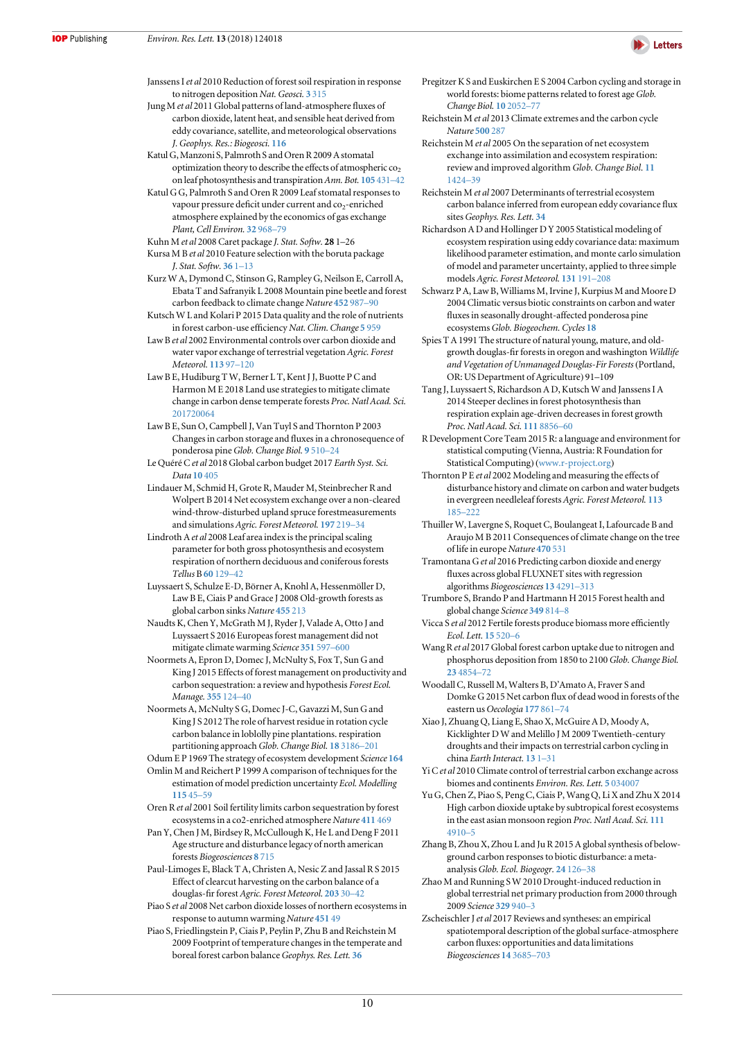Janssens I *et al* 2010 Reduction of forest soil respiration in response to nitrogen deposition *Nat. Geosci.* 3 315

Jung M *et al* 2011 Global patterns of land-atmosphere fluxes of carbon dioxide, latent heat, and sensible heat derived from eddy covariance, satellite, and meteorological observations *J. Geophys. Res.: Biogeosci.* 116

Katul G, Manzoni S, Palmroth S and Oren R 2009 A stomatal optimization theory to describe the effects of atmospheric $co_2$ on leaf photosynthesis and transpiration *Ann. Bot.* 105 431–42

Katul G G, Palmroth S and Oren R 2009 Leaf stomatal responses to vapour pressure deficit under current and $co_2$-enriched atmosphere explained by the economics of gas exchange *Plant, Cell Environ.* 32 968–79

Kuhn M *et al* 2008 Caret package *J. Stat. Softw.* 28 1–26

Kursa M B *et al* 2010 Feature selection with the boruta package *J. Stat. Softw.* 36 1–13

Kurz W A, Dymond C, Stinson G, Rampley G, Neilson E, Carroll A, Ebata T and Safranyik L 2008 Mountain pine beetle and forest carbon feedback to climate change *Nature* 452 987–90

Kutsch W L and Kolari P 2015 Data quality and the role of nutrients in forest carbon-use efficiency *Nat. Clim. Change* 5 959

Law B *et al* 2002 Environmental controls over carbon dioxide and water vapor exchange of terrestrial vegetation *Agric. Forest Meteorol.* 113 97–120

Law B E, Hudiburg T W, Berner L T, Kent J J, Buotte P C and Harmon M E 2018 Land use strategies to mitigate climate change in carbon dense temperate forests *Proc. Natl Acad. Sci.* 201720064

Law B E, Sun O, Campbell J, Van Tuyl S and Thornton P 2003 Changes in carbon storage and fluxes in a chronosequence of ponderosa pine *Glob. Change Biol.* 9 510–24

Le Quéré C *et al* 2018 Global carbon budget 2017 *Earth Syst. Sci. Data* 10 405

Lindauer M, Schmid H, Grote R, Mauder M, Steinbrecher R and Wolpert B 2014 Net ecosystem exchange over a non-cleared wind-throw-disturbed upland spruce forest measurements and simulations *Agric. Forest Meteorol.* 197 219–34

Lindroth A *et al* 2008 Leaf area index is the principal scaling parameter for both gross photosynthesis and ecosystem respiration of northern deciduous and coniferous forests *Tellus* B 60 129–42

Luyssaert S, Schulze E-D, Börner A, Knohl A, Hessenmöller D, Law B E, Ciais P and Grace J 2008 Old-growth forests as global carbon sinks *Nature* 455 213

Naudts K, Chen Y, McGrath M J, Ryder J, Valade A, Otto J and Luyssaert S 2016 Europeas forest management did not mitigate climate warming *Science* 351 597–600

Noormets A, Epron D, Domec J C, McNulty S, Fox T, Sun G and King J 2015 Effects of forest management on productivity and carbon sequestration: a review and hypothesis *Forest Ecol. Manage.* 355 124–40

Noormets A, McNulty S G, Domec J-C, Gavazzi M, Sun G and King J S 2012 The role of harvest residue in rotation cycle carbon balance in loblolly pine plantations. respiration partitioning approach *Glob. Change Biol.* 18 3186–201

Odum E P 1969 The strategy of ecosystem development *Science* 164

Omlin M and Reichert P 1999 A comparison of techniques for the estimation of model prediction uncertainty *Ecol. Modelling* 115 45–59

Oren R *et al* 2001 Soil fertility limits carbon sequestration by forest ecosystems in a co2-enriched atmosphere *Nature* 411 469

Pan Y, Chen J M, Birdsey R, McCullough K, He L and Deng F 2011 Age structure and disturbance legacy of north american forests *Biogeosciences* 8 715

Paul-Limoges E, Black T A, Christen A, Nesic Z and Jassal R S 2015 Effect of clearcut harvesting on the carbon balance of a douglas-fir forest *Agric. Forest Meteorol.* 203 30–42

Piao S *et al* 2008 Net carbon dioxide losses of northern ecosystems in response to autumn warming *Nature* 451 49

Piao S, Friedlingstein P, Ciais P, Peylin P, Zhu B and Reichstein M 2009 Footprint of temperature changes in the temperate and boreal forest carbon balance *Geophys. Res. Lett.* 36

Pregitzer K S and Euskirchen E S 2004 Carbon cycling and storage in world forests: biome patterns related to forest age *Glob. Change Biol.* 10 2052–77

Reichstein M *et al* 2013 Climate extremes and the carbon cycle *Nature* 500 287

Reichstein M *et al* 2005 On the separation of net ecosystem exchange into assimilation and ecosystem respiration: review and improved algorithm *Glob. Change Biol.* 11 1424–39

Reichstein M *et al* 2007 Determinants of terrestrial ecosystem carbon balance inferred from european eddy covariance flux sites *Geophys. Res. Lett.* 34

Richardson A D and Hollinger D Y 2005 Statistical modeling of ecosystem respiration using eddy covariance data: maximum likelihood parameter estimation, and monte carlo simulation of model and parameter uncertainty, applied to three simple models *Agric. Forest Meteorol.* 131 191–208

Schwarz P A, Law B, Williams M, Irvine J, Kurpius M and Moore D 2004 Climatic versus biotic constraints on carbon and water fluxes in seasonally drought-affected ponderosa pine ecosystems *Glob. Biogeochem. Cycles* 18

Spies T A 1991 The structure of natural young, mature, and old-growth douglas-fir forests in oregon and washington *Wildlife and Vegetation of Unmanaged Douglas-Fir Forests* (Portland, OR: US Department of Agriculture) 91–109

Tang J, Luyssaert S, Richardson A D, Kutsch W and Janssens I A 2014 Steeper declines in forest photosynthesis than respiration explain age-driven decreases in forest growth *Proc. Natl Acad. Sci.* 111 8856–60

R Development Core Team 2015 R: a language and environment for statistical computing (Vienna, Austria: R Foundation for Statistical Computing) (www.r-project.org)

Thornton P E *et al* 2002 Modeling and measuring the effects of disturbance history and climate on carbon and water budgets in evergreen needleleaf forests *Agric. Forest Meteorol.* 113 185–222

Thuiller W, Lavergne S, Roquet C, Boulangeat I, Lafourcade B and Araujo M B 2011 Consequences of climate change on the tree of life in europe *Nature* 470 531

Tramontana G *et al* 2016 Predicting carbon dioxide and energy fluxes across global FLUXNET sites with regression algorithms *Biogeosciences* 13 4291–313

Trumbore S, Brando P and Hartmann H 2015 Forest health and global change *Science* 349 814–8

Vicca S *et al* 2012 Fertile forests produce biomass more efficiently *Ecol. Lett.* 15 520–6

Wang R *et al* 2017 Global forest carbon uptake due to nitrogen and phosphorus deposition from 1850 to 2100 *Glob. Change Biol.* 23 4854–72

Woodall C, Russell M, Walters B, D'Amato A, Fraver S and Domke G 2015 Net carbon flux of dead wood in forests of the eastern us *Oecologia* 177 861–74

Xiao J, Zhuang Q, Liang E, Shao X, McGuire A D, Moody A, Kicklighter D W and Melillo J M 2009 Twentieth-century droughts and their impacts on terrestrial carbon cycling in china *Earth Interact.* 13 1–31

Yi C *et al* 2010 Climate control of terrestrial carbon exchange across biomes and continents *Environ. Res. Lett.* 5 034007

Yu G, Chen Z, Piao S, Peng C, Ciais P, Wang Q, Li X and Zhu X 2014 High carbon dioxide uptake by subtropical forest ecosystems in the east asian monsoon region *Proc. Natl Acad. Sci.* 111 4910–5

Zhang B, Zhou X, Zhou L and Ju R 2015 A global synthesis of below-ground carbon responses to biotic disturbance: a meta-analysis *Glob. Ecol. Biogeogr.* 24 126–38

Zhao M and Running S W 2010 Drought-induced reduction in global terrestrial net primary production from 2000 through 2009 *Science* 329 940–3

Zscheischler J *et al* 2017 Reviews and syntheses: an empirical spatiotemporal description of the global surface-atmosphere carbon fluxes: opportunities and data limitations *Biogeosciences* 14 3685–703